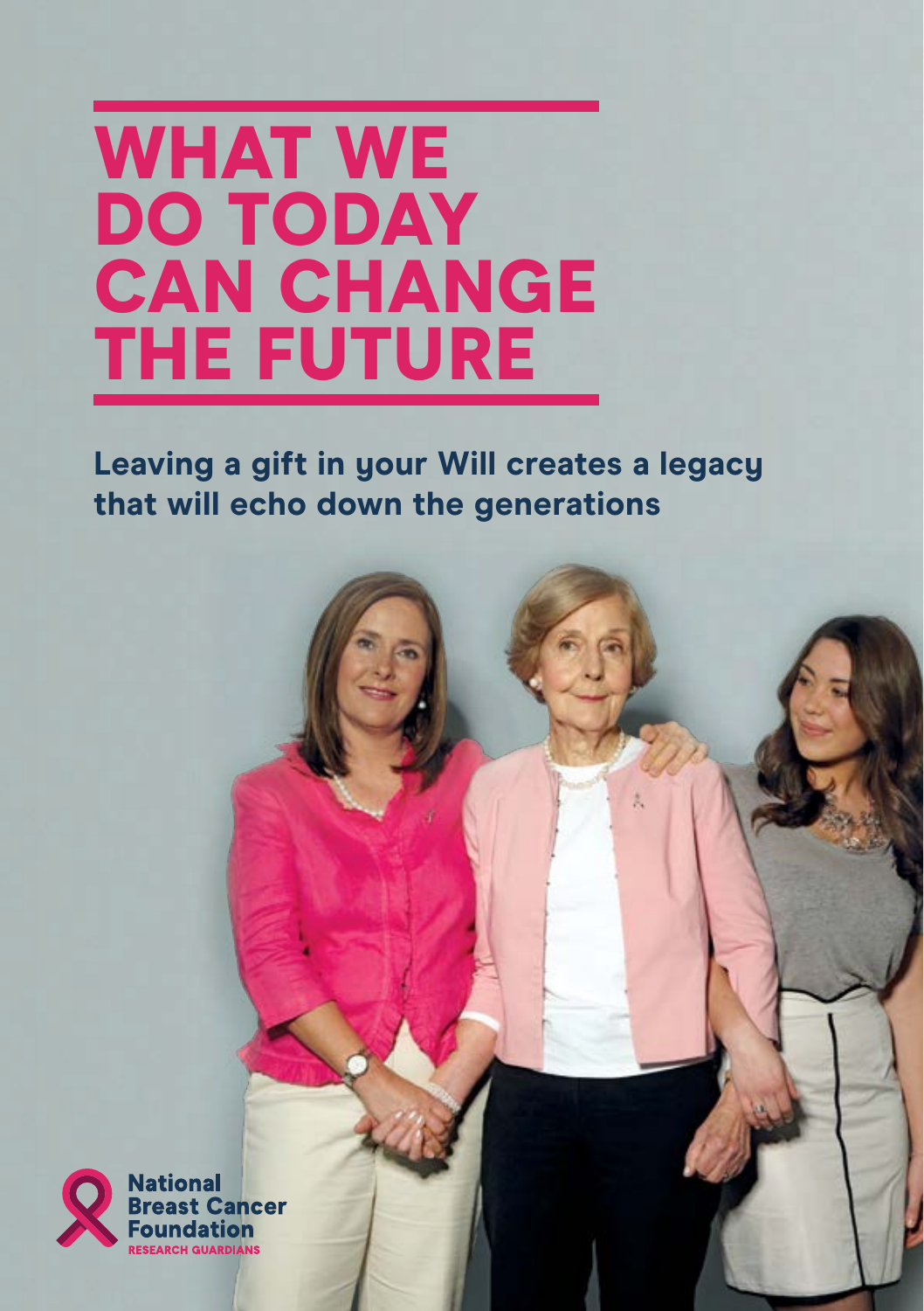# WHAT WE DO TODAY CAN CHANGE THE FUTURE

## Leaving a gift in your Will creates a legacy that will echo down the generations

National Breast Cancer Foundation
RESEARCH GUARDIANS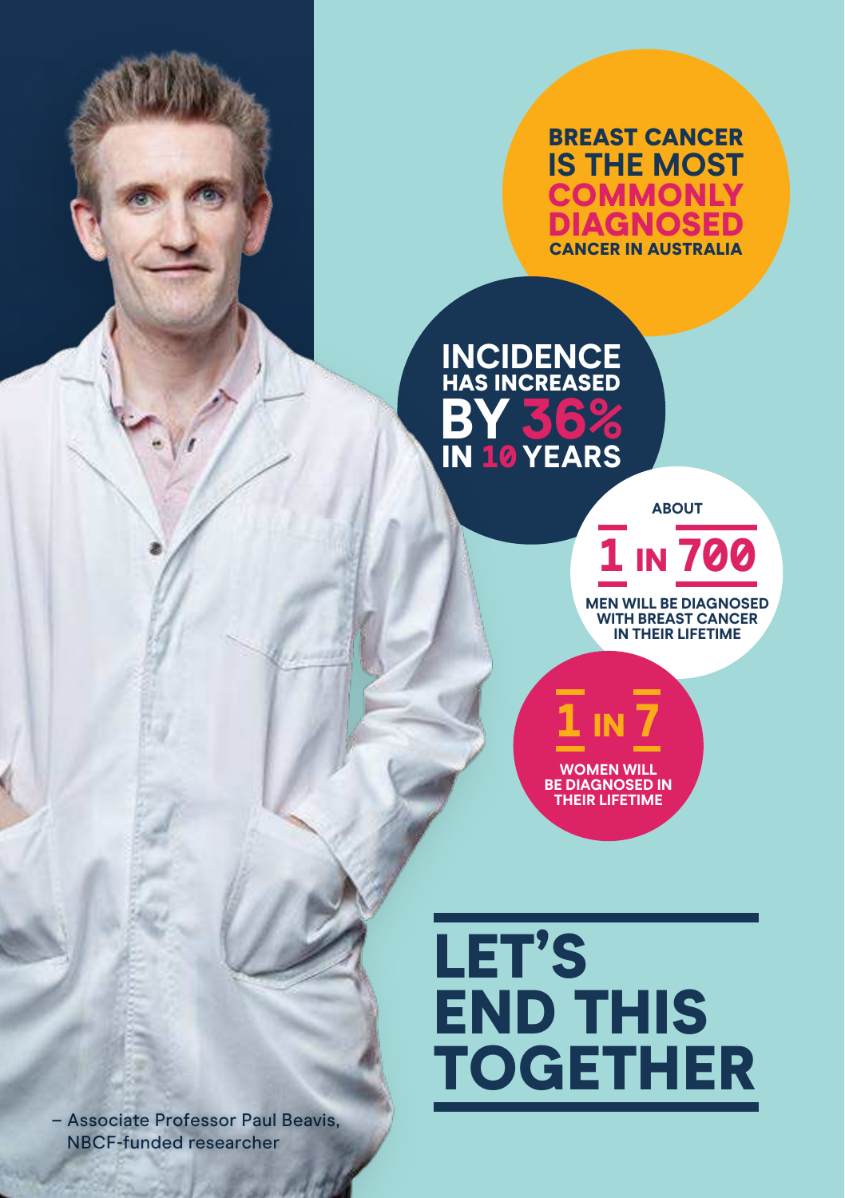**BREAST CANCER IS THE MOST COMMONLY DIAGNOSED CANCER IN AUSTRALIA**

**INCIDENCE HAS INCREASED BY 36% IN 10 YEARS**

**ABOUT 1 IN 700 MEN WILL BE DIAGNOSED WITH BREAST CANCER IN THEIR LIFETIME**

**1 IN 7 WOMEN WILL BE DIAGNOSED IN THEIR LIFETIME**

# LET'S END THIS TOGETHER

– Associate Professor Paul Beavis, NBCF-funded researcher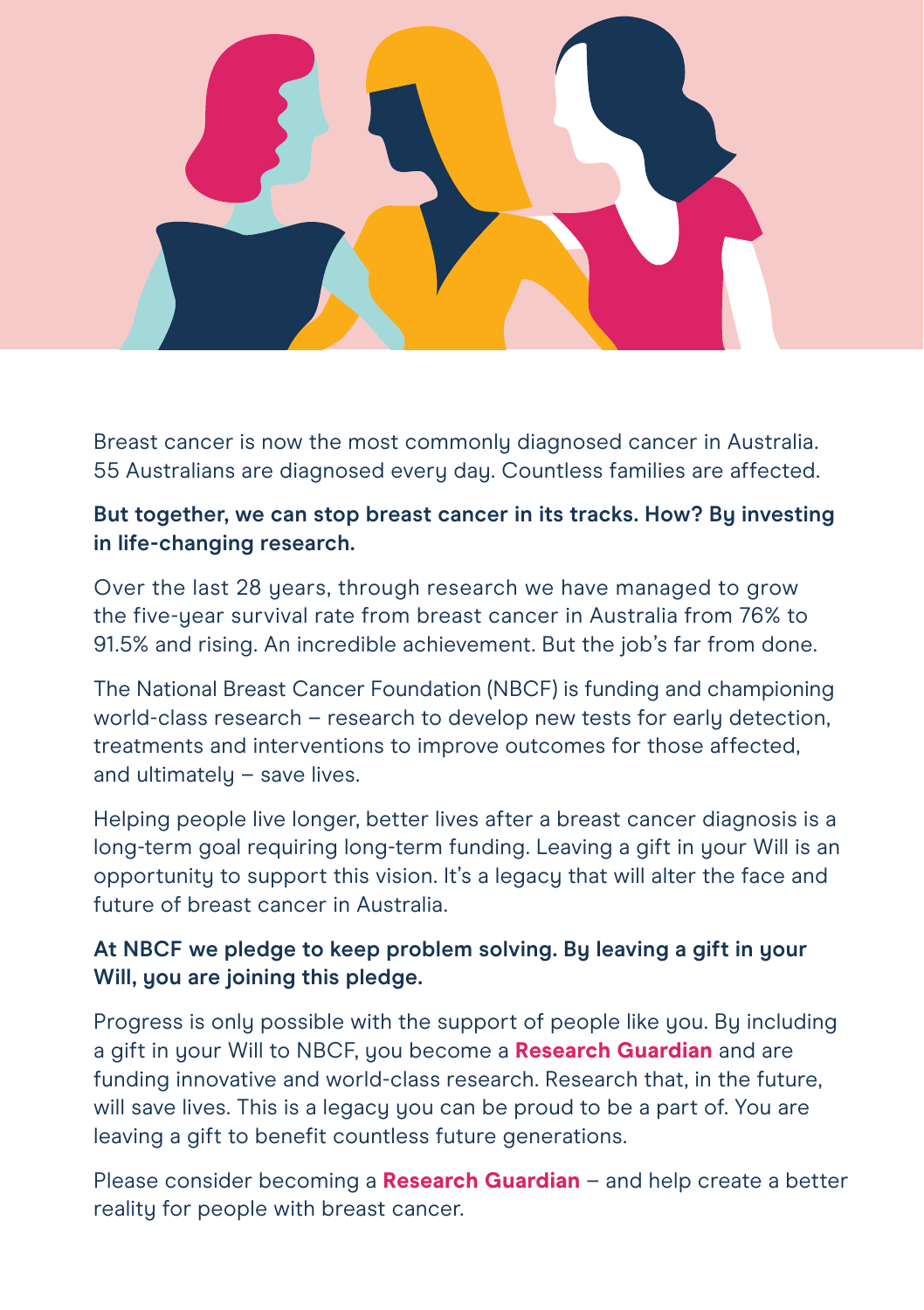Breast cancer is now the most commonly diagnosed cancer in Australia. 55 Australians are diagnosed every day. Countless families are affected.

**But together, we can stop breast cancer in its tracks. How? By investing in life-changing research.**

Over the last 28 years, through research we have managed to grow the five-year survival rate from breast cancer in Australia from 76% to 91.5% and rising. An incredible achievement. But the job's far from done.

The National Breast Cancer Foundation (NBCF) is funding and championing world-class research – research to develop new tests for early detection, treatments and interventions to improve outcomes for those affected, and ultimately – save lives.

Helping people live longer, better lives after a breast cancer diagnosis is a long-term goal requiring long-term funding. Leaving a gift in your Will is an opportunity to support this vision. It's a legacy that will alter the face and future of breast cancer in Australia.

**At NBCF we pledge to keep problem solving. By leaving a gift in your Will, you are joining this pledge.**

Progress is only possible with the support of people like you. By including a gift in your Will to NBCF, you become a **Research Guardian** and are funding innovative and world-class research. Research that, in the future, will save lives. This is a legacy you can be proud to be a part of. You are leaving a gift to benefit countless future generations.

Please consider becoming a **Research Guardian** – and help create a better reality for people with breast cancer.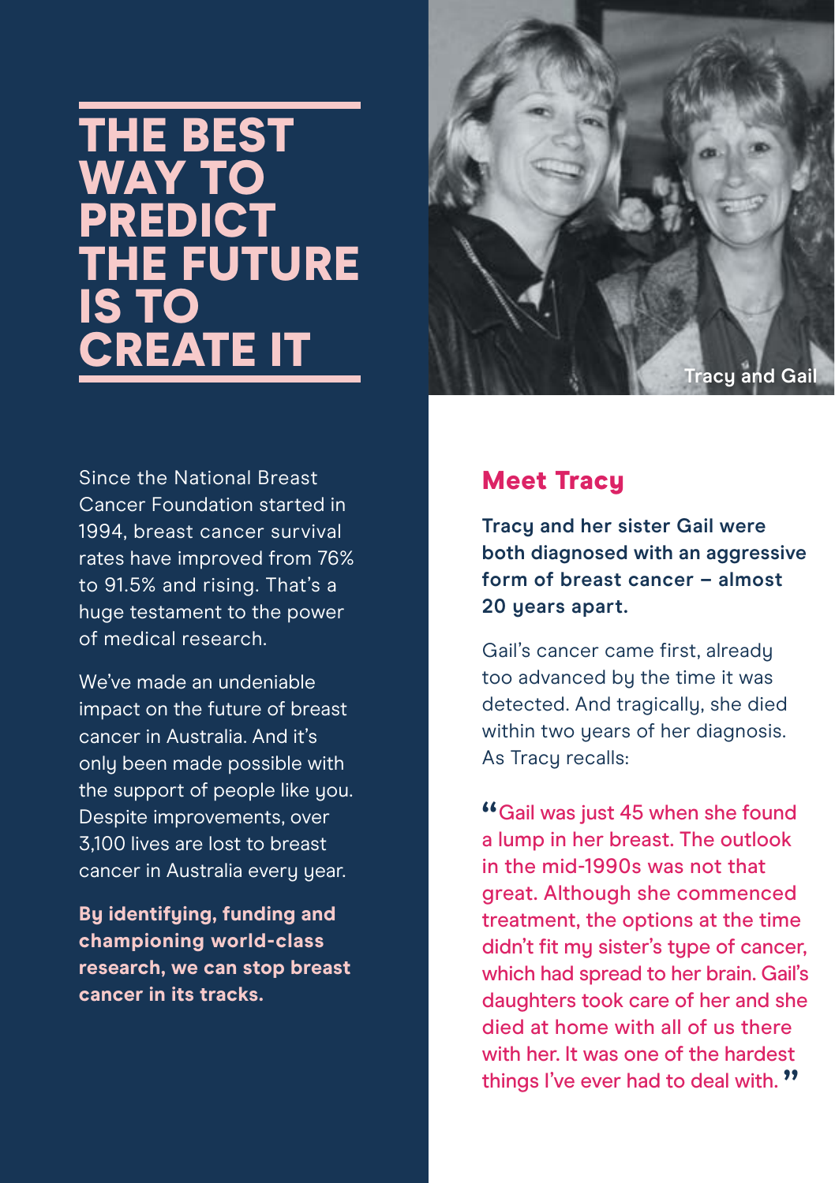# THE BEST WAY TO PREDICT THE FUTURE IS TO CREATE IT

Since the National Breast Cancer Foundation started in 1994, breast cancer survival rates have improved from 76% to 91.5% and rising. That's a huge testament to the power of medical research.

We've made an undeniable impact on the future of breast cancer in Australia. And it's only been made possible with the support of people like you. Despite improvements, over 3,100 lives are lost to breast cancer in Australia every year.

**By identifying, funding and championing world-class research, we can stop breast cancer in its tracks.**

Tracy and Gail

## Meet Tracy

**Tracy and her sister Gail were both diagnosed with an aggressive form of breast cancer – almost 20 years apart.**

Gail's cancer came first, already too advanced by the time it was detected. And tragically, she died within two years of her diagnosis. As Tracy recalls:

"Gail was just 45 when she found a lump in her breast. The outlook in the mid-1990s was not that great. Although she commenced treatment, the options at the time didn't fit my sister's type of cancer, which had spread to her brain. Gail's daughters took care of her and she died at home with all of us there with her. It was one of the hardest things I've ever had to deal with."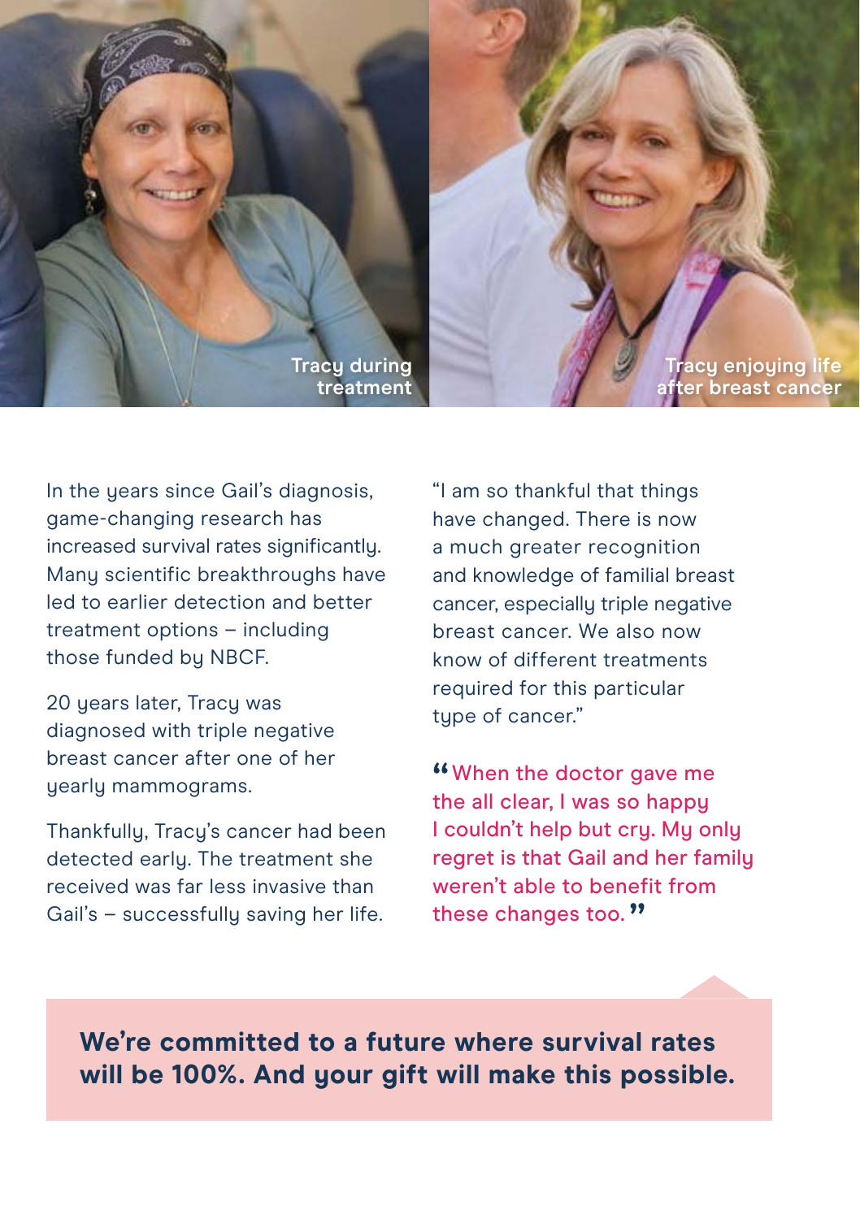Tracy during treatment

Tracy enjoying life after breast cancer

In the years since Gail's diagnosis, game-changing research has increased survival rates significantly. Many scientific breakthroughs have led to earlier detection and better treatment options – including those funded by NBCF.

20 years later, Tracy was diagnosed with triple negative breast cancer after one of her yearly mammograms.

Thankfully, Tracy's cancer had been detected early. The treatment she received was far less invasive than Gail's – successfully saving her life.

"I am so thankful that things have changed. There is now a much greater recognition and knowledge of familial breast cancer, especially triple negative breast cancer. We also now know of different treatments required for this particular type of cancer."

> "When the doctor gave me the all clear, I was so happy I couldn't help but cry. My only regret is that Gail and her family weren't able to benefit from these changes too."

**We're committed to a future where survival rates will be 100%. And your gift will make this possible.**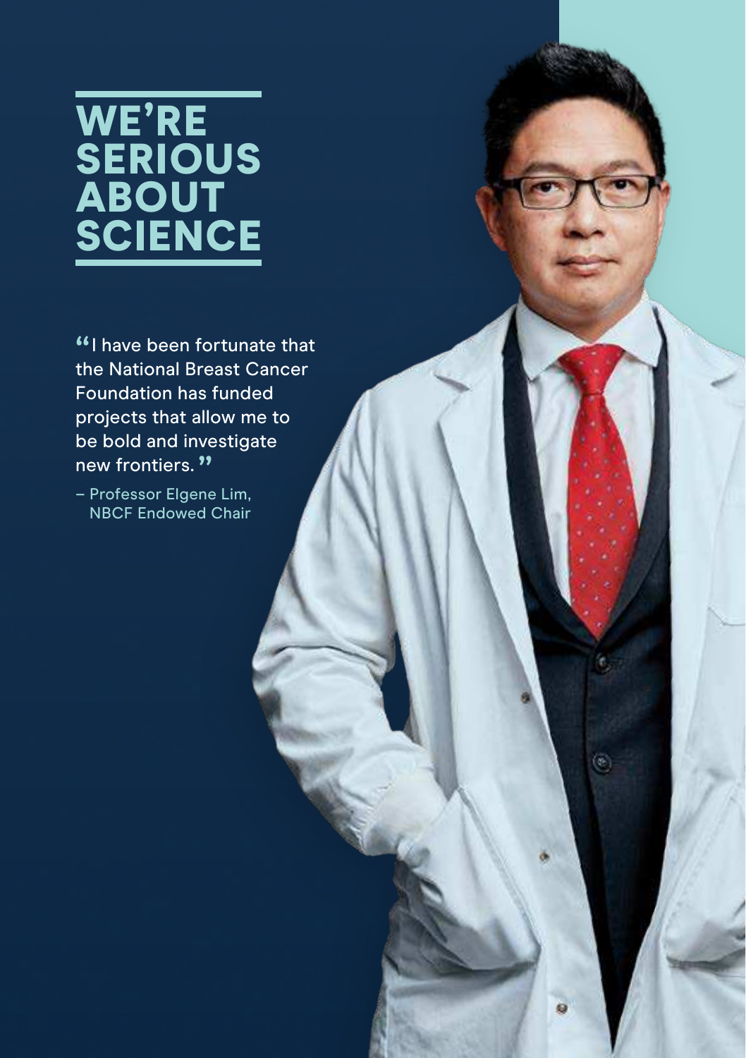# WE'RE SERIOUS ABOUT SCIENCE

"I have been fortunate that the National Breast Cancer Foundation has funded projects that allow me to be bold and investigate new frontiers."

– Professor Elgene Lim, NBCF Endowed Chair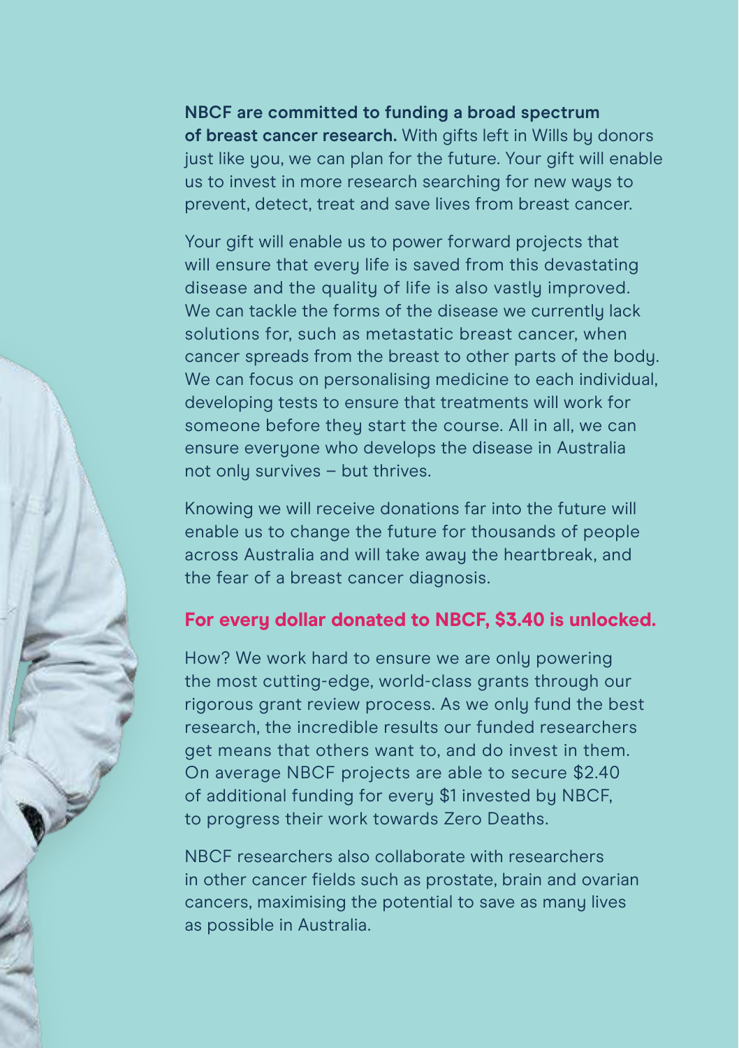**NBCF are committed to funding a broad spectrum of breast cancer research.** With gifts left in Wills by donors just like you, we can plan for the future. Your gift will enable us to invest in more research searching for new ways to prevent, detect, treat and save lives from breast cancer.

Your gift will enable us to power forward projects that will ensure that every life is saved from this devastating disease and the quality of life is also vastly improved. We can tackle the forms of the disease we currently lack solutions for, such as metastatic breast cancer, when cancer spreads from the breast to other parts of the body. We can focus on personalising medicine to each individual, developing tests to ensure that treatments will work for someone before they start the course. All in all, we can ensure everyone who develops the disease in Australia not only survives – but thrives.

Knowing we will receive donations far into the future will enable us to change the future for thousands of people across Australia and will take away the heartbreak, and the fear of a breast cancer diagnosis.

**For every dollar donated to NBCF, $3.40 is unlocked.**

How? We work hard to ensure we are only powering the most cutting-edge, world-class grants through our rigorous grant review process. As we only fund the best research, the incredible results our funded researchers get means that others want to, and do invest in them. On average NBCF projects are able to secure $2.40 of additional funding for every $1 invested by NBCF, to progress their work towards Zero Deaths.

NBCF researchers also collaborate with researchers in other cancer fields such as prostate, brain and ovarian cancers, maximising the potential to save as many lives as possible in Australia.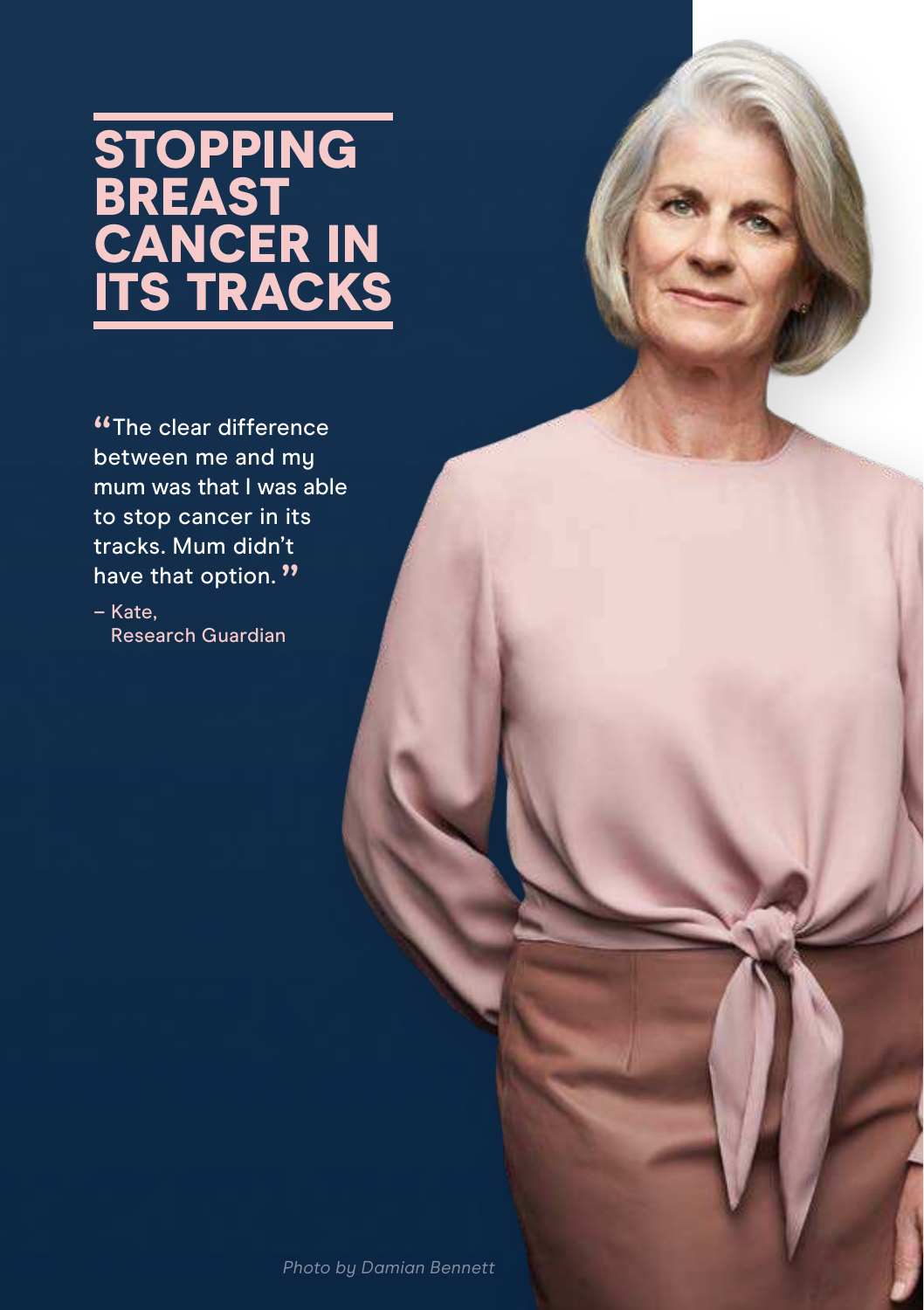# STOPPING BREAST CANCER IN ITS TRACKS

"The clear difference between me and my mum was that I was able to stop cancer in its tracks. Mum didn't have that option."

– Kate,
Research Guardian

*Photo by Damian Bennett*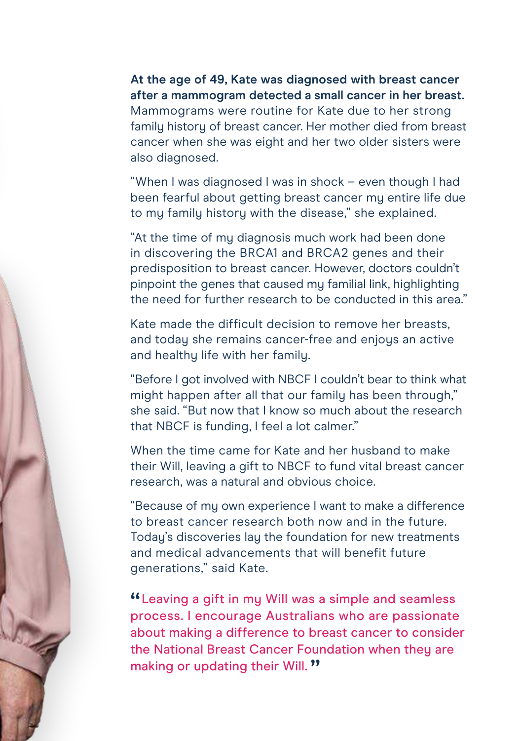**At the age of 49, Kate was diagnosed with breast cancer after a mammogram detected a small cancer in her breast.** Mammograms were routine for Kate due to her strong family history of breast cancer. Her mother died from breast cancer when she was eight and her two older sisters were also diagnosed.

"When I was diagnosed I was in shock – even though I had been fearful about getting breast cancer my entire life due to my family history with the disease," she explained.

"At the time of my diagnosis much work had been done in discovering the BRCA1 and BRCA2 genes and their predisposition to breast cancer. However, doctors couldn't pinpoint the genes that caused my familial link, highlighting the need for further research to be conducted in this area."

Kate made the difficult decision to remove her breasts, and today she remains cancer-free and enjoys an active and healthy life with her family.

"Before I got involved with NBCF I couldn't bear to think what might happen after all that our family has been through," she said. "But now that I know so much about the research that NBCF is funding, I feel a lot calmer."

When the time came for Kate and her husband to make their Will, leaving a gift to NBCF to fund vital breast cancer research, was a natural and obvious choice.

"Because of my own experience I want to make a difference to breast cancer research both now and in the future. Today's discoveries lay the foundation for new treatments and medical advancements that will benefit future generations," said Kate.

> "Leaving a gift in my Will was a simple and seamless process. I encourage Australians who are passionate about making a difference to breast cancer to consider the National Breast Cancer Foundation when they are making or updating their Will."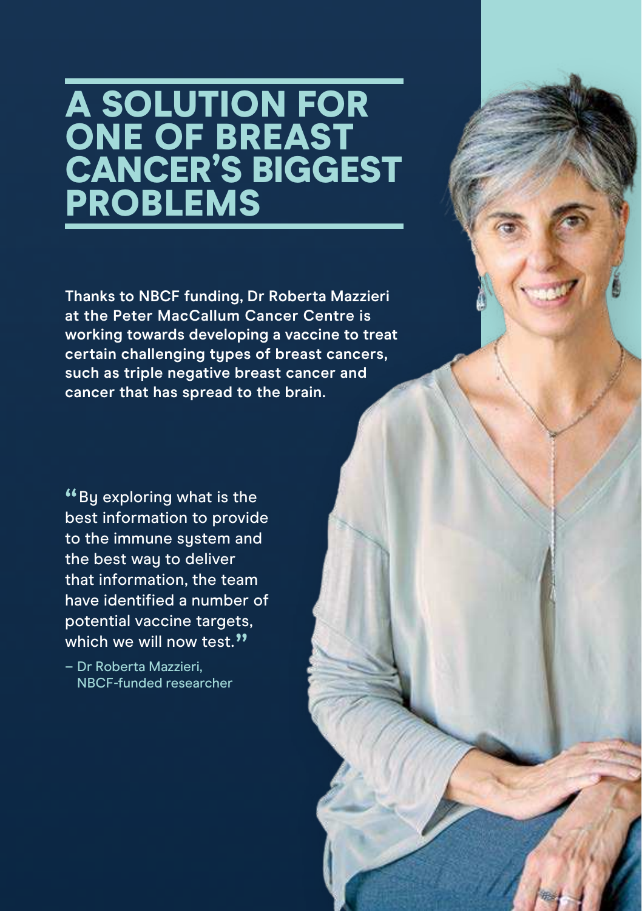# A SOLUTION FOR ONE OF BREAST CANCER'S BIGGEST PROBLEMS

**Thanks to NBCF funding, Dr Roberta Mazzieri at the Peter MacCallum Cancer Centre is working towards developing a vaccine to treat certain challenging types of breast cancers, such as triple negative breast cancer and cancer that has spread to the brain.**

"By exploring what is the best information to provide to the immune system and the best way to deliver that information, the team have identified a number of potential vaccine targets, which we will now test."

– Dr Roberta Mazzieri, NBCF-funded researcher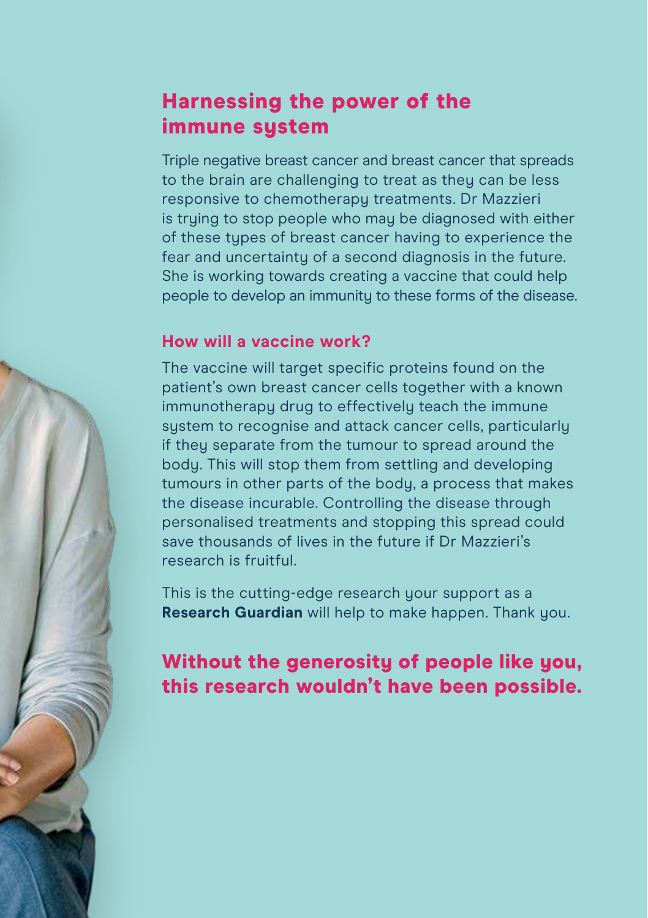## Harnessing the power of the immune system

Triple negative breast cancer and breast cancer that spreads to the brain are challenging to treat as they can be less responsive to chemotherapy treatments. Dr Mazzieri is trying to stop people who may be diagnosed with either of these types of breast cancer having to experience the fear and uncertainty of a second diagnosis in the future. She is working towards creating a vaccine that could help people to develop an immunity to these forms of the disease.

### How will a vaccine work?

The vaccine will target specific proteins found on the patient's own breast cancer cells together with a known immunotherapy drug to effectively teach the immune system to recognise and attack cancer cells, particularly if they separate from the tumour to spread around the body. This will stop them from settling and developing tumours in other parts of the body, a process that makes the disease incurable. Controlling the disease through personalised treatments and stopping this spread could save thousands of lives in the future if Dr Mazzieri's research is fruitful.

This is the cutting-edge research your support as a **Research Guardian** will help to make happen. Thank you.

## Without the generosity of people like you, this research wouldn't have been possible.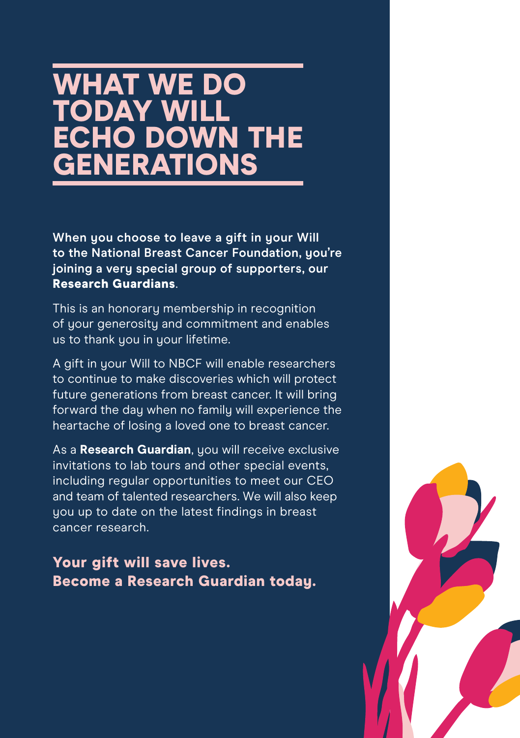# WHAT WE DO TODAY WILL ECHO DOWN THE GENERATIONS

**When you choose to leave a gift in your Will to the National Breast Cancer Foundation, you're joining a very special group of supporters, our Research Guardians**.

This is an honorary membership in recognition of your generosity and commitment and enables us to thank you in your lifetime.

A gift in your Will to NBCF will enable researchers to continue to make discoveries which will protect future generations from breast cancer. It will bring forward the day when no family will experience the heartache of losing a loved one to breast cancer.

As a **Research Guardian**, you will receive exclusive invitations to lab tours and other special events, including regular opportunities to meet our CEO and team of talented researchers. We will also keep you up to date on the latest findings in breast cancer research.

**Your gift will save lives.**
**Become a Research Guardian today.**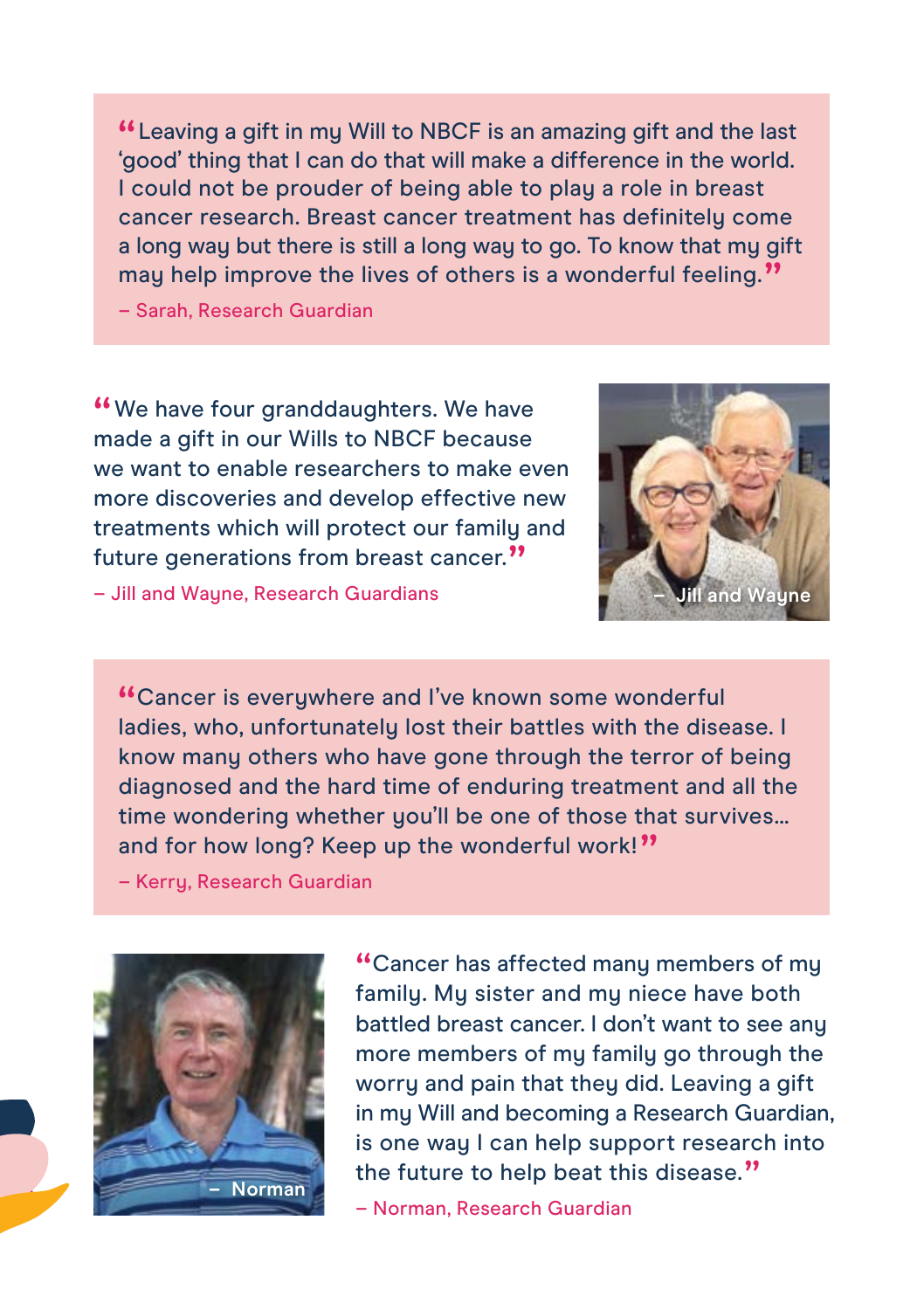"Leaving a gift in my Will to NBCF is an amazing gift and the last 'good' thing that I can do that will make a difference in the world. I could not be prouder of being able to play a role in breast cancer research. Breast cancer treatment has definitely come a long way but there is still a long way to go. To know that my gift may help improve the lives of others is a wonderful feeling."

– Sarah, Research Guardian

"We have four granddaughters. We have made a gift in our Wills to NBCF because we want to enable researchers to make even more discoveries and develop effective new treatments which will protect our family and future generations from breast cancer."

– Jill and Wayne, Research Guardians

– Jill and Wayne

"Cancer is everywhere and I've known some wonderful ladies, who, unfortunately lost their battles with the disease. I know many others who have gone through the terror of being diagnosed and the hard time of enduring treatment and all the time wondering whether you'll be one of those that survives… and for how long? Keep up the wonderful work!"

– Kerry, Research Guardian

– Norman

"Cancer has affected many members of my family. My sister and my niece have both battled breast cancer. I don't want to see any more members of my family go through the worry and pain that they did. Leaving a gift in my Will and becoming a Research Guardian, is one way I can help support research into the future to help beat this disease."

– Norman, Research Guardian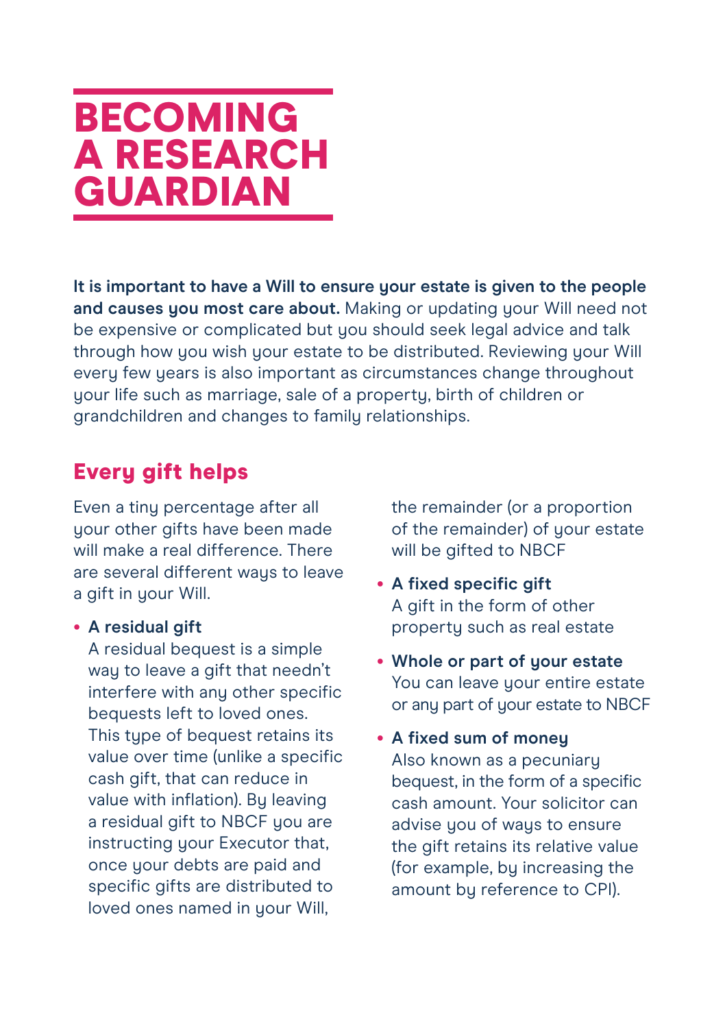# BECOMING A RESEARCH GUARDIAN

**It is important to have a Will to ensure your estate is given to the people and causes you most care about.** Making or updating your Will need not be expensive or complicated but you should seek legal advice and talk through how you wish your estate to be distributed. Reviewing your Will every few years is also important as circumstances change throughout your life such as marriage, sale of a property, birth of children or grandchildren and changes to family relationships.

## Every gift helps

Even a tiny percentage after all your other gifts have been made will make a real difference. There are several different ways to leave a gift in your Will.

- **A residual gift**
  A residual bequest is a simple way to leave a gift that needn't interfere with any other specific bequests left to loved ones. This type of bequest retains its value over time (unlike a specific cash gift, that can reduce in value with inflation). By leaving a residual gift to NBCF you are instructing your Executor that, once your debts are paid and specific gifts are distributed to loved ones named in your Will, the remainder (or a proportion of the remainder) of your estate will be gifted to NBCF
- **A fixed specific gift**
  A gift in the form of other property such as real estate
- **Whole or part of your estate**
  You can leave your entire estate or any part of your estate to NBCF
- **A fixed sum of money**
  Also known as a pecuniary bequest, in the form of a specific cash amount. Your solicitor can advise you of ways to ensure the gift retains its relative value (for example, by increasing the amount by reference to CPI).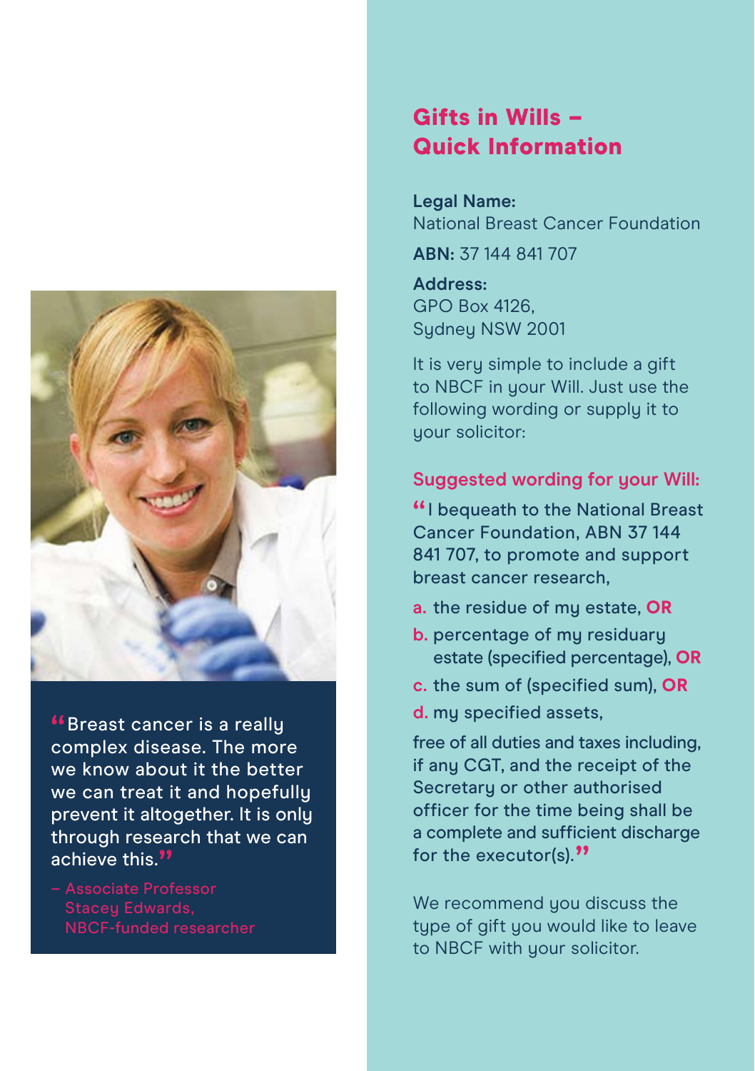"Breast cancer is a really complex disease. The more we know about it the better we can treat it and hopefully prevent it altogether. It is only through research that we can achieve this."

– Associate Professor Stacey Edwards, NBCF-funded researcher

## Gifts in Wills – Quick Information

**Legal Name:**
National Breast Cancer Foundation

**ABN:** 37 144 841 707

**Address:**
GPO Box 4126,
Sydney NSW 2001

It is very simple to include a gift to NBCF in your Will. Just use the following wording or supply it to your solicitor:

### Suggested wording for your Will:

"I bequeath to the National Breast Cancer Foundation, ABN 37 144 841 707, to promote and support breast cancer research,

a. the residue of my estate, **OR**

b. percentage of my residuary estate (specified percentage), **OR**

c. the sum of (specified sum), **OR**

d. my specified assets,

free of all duties and taxes including, if any CGT, and the receipt of the Secretary or other authorised officer for the time being shall be a complete and sufficient discharge for the executor(s)."

We recommend you discuss the type of gift you would like to leave to NBCF with your solicitor.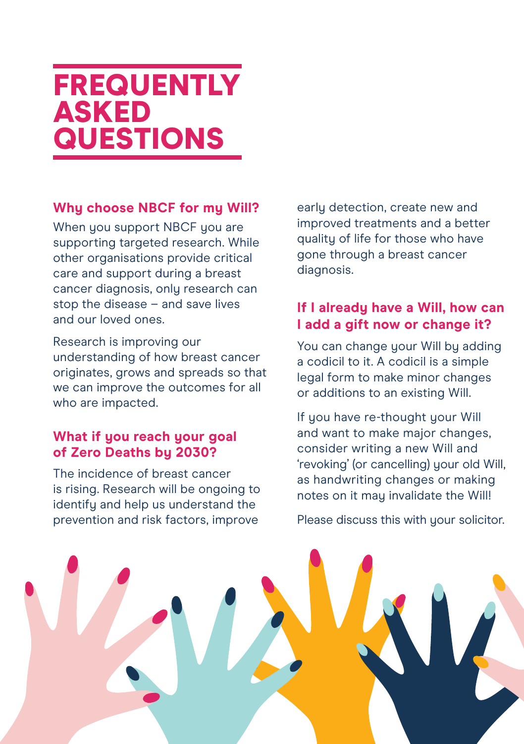# FREQUENTLY ASKED QUESTIONS

### Why choose NBCF for my Will?

When you support NBCF you are supporting targeted research. While other organisations provide critical care and support during a breast cancer diagnosis, only research can stop the disease – and save lives and our loved ones.

Research is improving our understanding of how breast cancer originates, grows and spreads so that we can improve the outcomes for all who are impacted.

### What if you reach your goal of Zero Deaths by 2030?

The incidence of breast cancer is rising. Research will be ongoing to identify and help us understand the prevention and risk factors, improve early detection, create new and improved treatments and a better quality of life for those who have gone through a breast cancer diagnosis.

### If I already have a Will, how can I add a gift now or change it?

You can change your Will by adding a codicil to it. A codicil is a simple legal form to make minor changes or additions to an existing Will.

If you have re-thought your Will and want to make major changes, consider writing a new Will and 'revoking' (or cancelling) your old Will, as handwriting changes or making notes on it may invalidate the Will!

Please discuss this with your solicitor.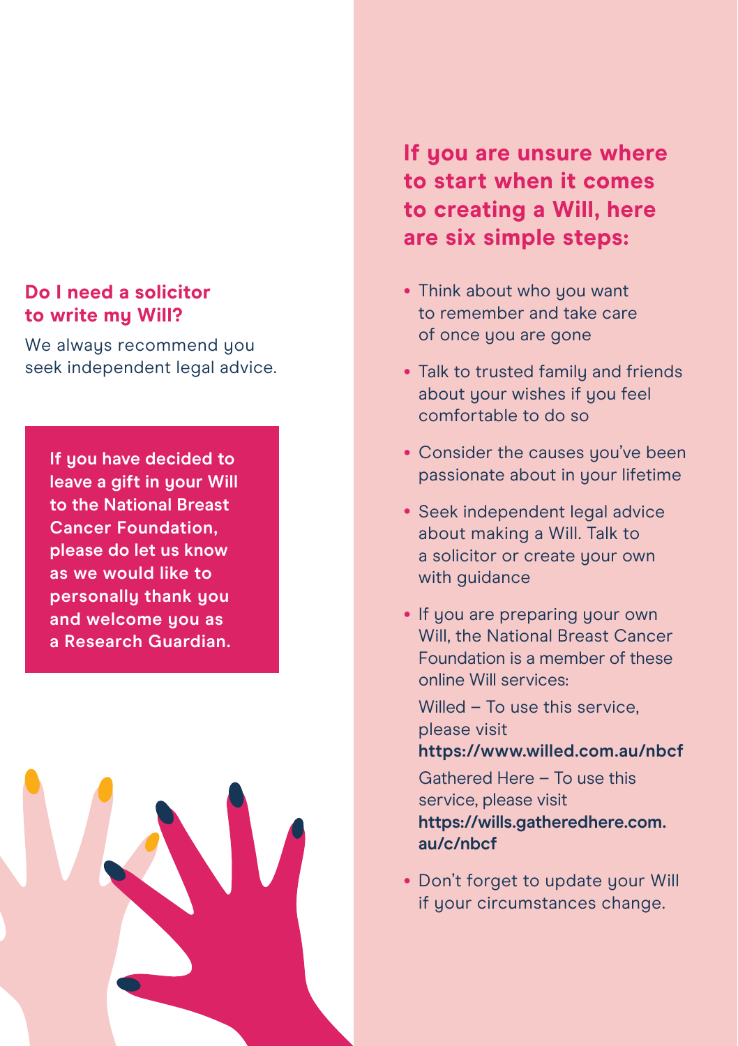## Do I need a solicitor to write my Will?

We always recommend you seek independent legal advice.

**If you have decided to leave a gift in your Will to the National Breast Cancer Foundation, please do let us know as we would like to personally thank you and welcome you as a Research Guardian.**

## If you are unsure where to start when it comes to creating a Will, here are six simple steps:

- Think about who you want to remember and take care of once you are gone
- Talk to trusted family and friends about your wishes if you feel comfortable to do so
- Consider the causes you've been passionate about in your lifetime
- Seek independent legal advice about making a Will. Talk to a solicitor or create your own with guidance
- If you are preparing your own Will, the National Breast Cancer Foundation is a member of these online Will services:

  Willed – To use this service, please visit **https://www.willed.com.au/nbcf**

  Gathered Here – To use this service, please visit **https://wills.gatheredhere.com.au/c/nbcf**
- Don't forget to update your Will if your circumstances change.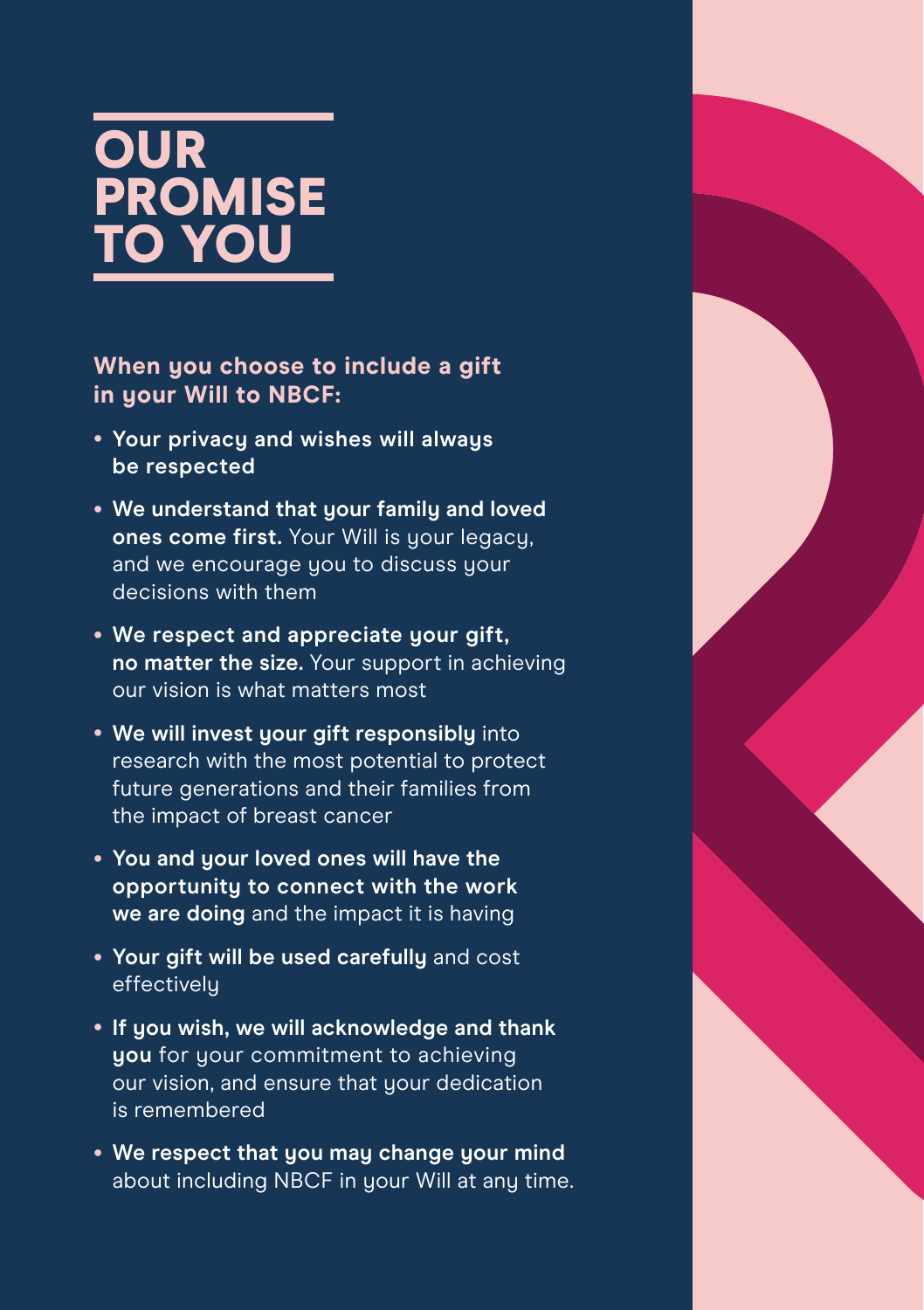# OUR PROMISE TO YOU

**When you choose to include a gift in your Will to NBCF:**

- **Your privacy and wishes will always be respected**
- **We understand that your family and loved ones come first.** Your Will is your legacy, and we encourage you to discuss your decisions with them
- **We respect and appreciate your gift, no matter the size.** Your support in achieving our vision is what matters most
- **We will invest your gift responsibly** into research with the most potential to protect future generations and their families from the impact of breast cancer
- **You and your loved ones will have the opportunity to connect with the work we are doing** and the impact it is having
- **Your gift will be used carefully** and cost effectively
- **If you wish, we will acknowledge and thank you** for your commitment to achieving our vision, and ensure that your dedication is remembered
- **We respect that you may change your mind** about including NBCF in your Will at any time.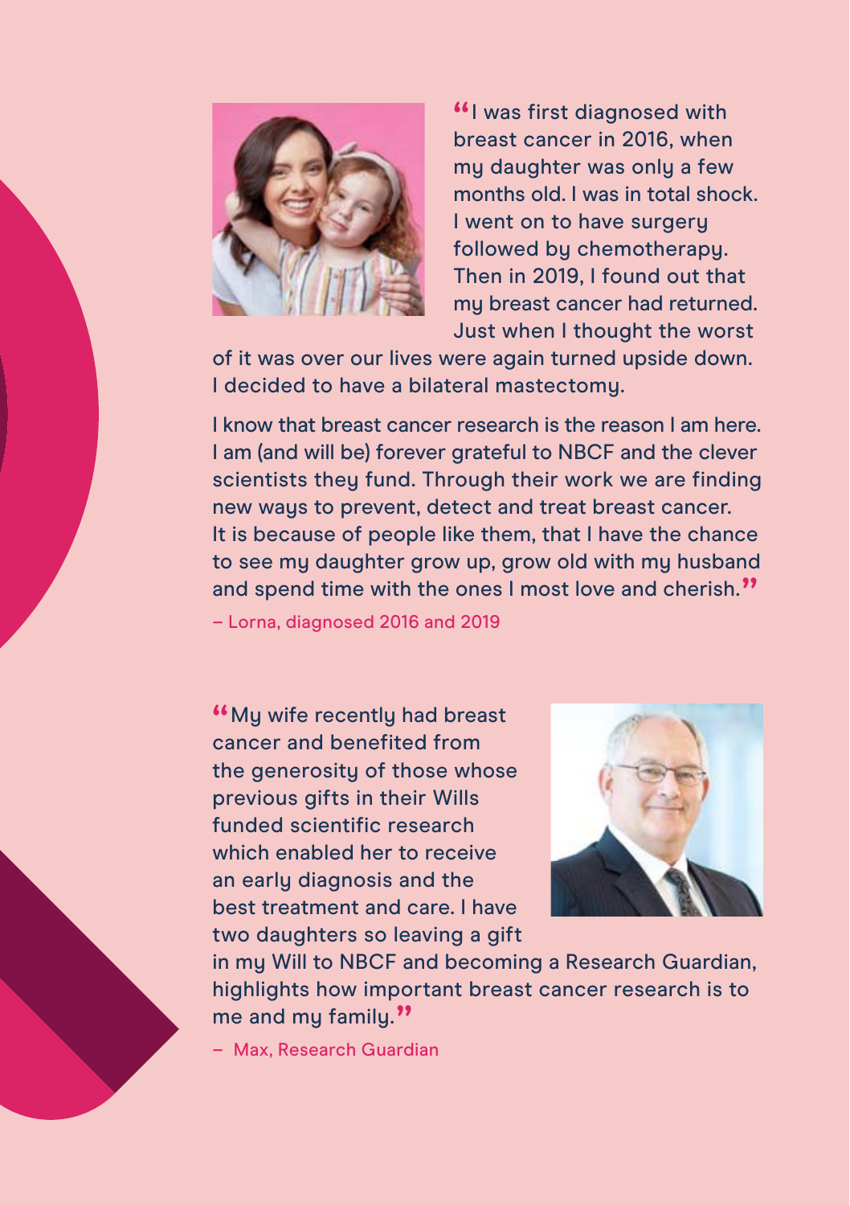"I was first diagnosed with breast cancer in 2016, when my daughter was only a few months old. I was in total shock. I went on to have surgery followed by chemotherapy. Then in 2019, I found out that my breast cancer had returned. Just when I thought the worst of it was over our lives were again turned upside down. I decided to have a bilateral mastectomy.

I know that breast cancer research is the reason I am here. I am (and will be) forever grateful to NBCF and the clever scientists they fund. Through their work we are finding new ways to prevent, detect and treat breast cancer. It is because of people like them, that I have the chance to see my daughter grow up, grow old with my husband and spend time with the ones I most love and cherish."

– Lorna, diagnosed 2016 and 2019

"My wife recently had breast cancer and benefited from the generosity of those whose previous gifts in their Wills funded scientific research which enabled her to receive an early diagnosis and the best treatment and care. I have two daughters so leaving a gift in my Will to NBCF and becoming a Research Guardian, highlights how important breast cancer research is to me and my family."

– Max, Research Guardian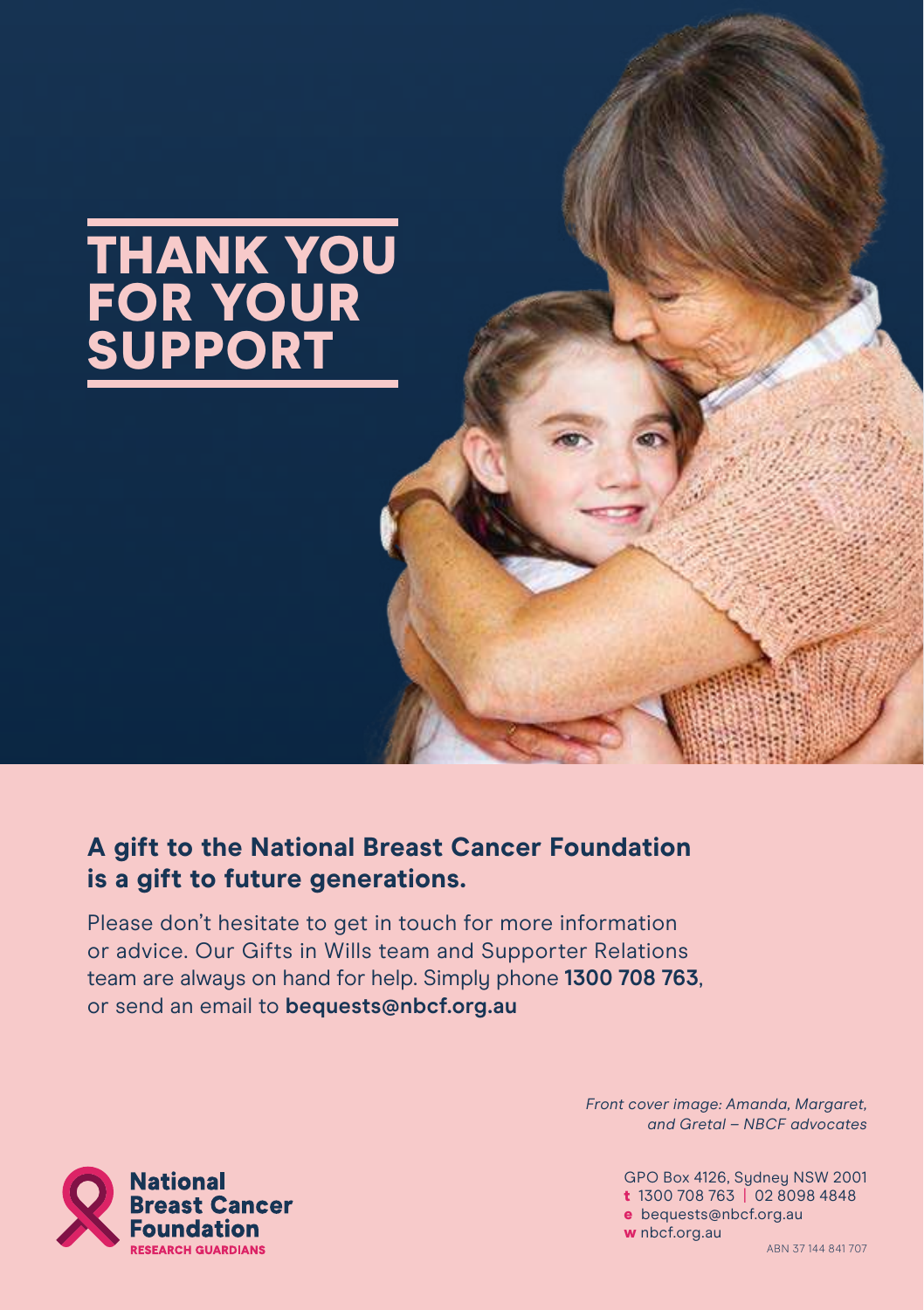# THANK YOU FOR YOUR SUPPORT

## A gift to the National Breast Cancer Foundation is a gift to future generations.

Please don't hesitate to get in touch for more information or advice. Our Gifts in Wills team and Supporter Relations team are always on hand for help. Simply phone **1300 708 763**, or send an email to **bequests@nbcf.org.au**

*Front cover image: Amanda, Margaret, and Gretal – NBCF advocates*

National Breast Cancer Foundation
RESEARCH GUARDIANS

GPO Box 4126, Sydney NSW 2001
**t** 1300 708 763 | 02 8098 4848
**e** bequests@nbcf.org.au
**w** nbcf.org.au

ABN 37 144 841 707